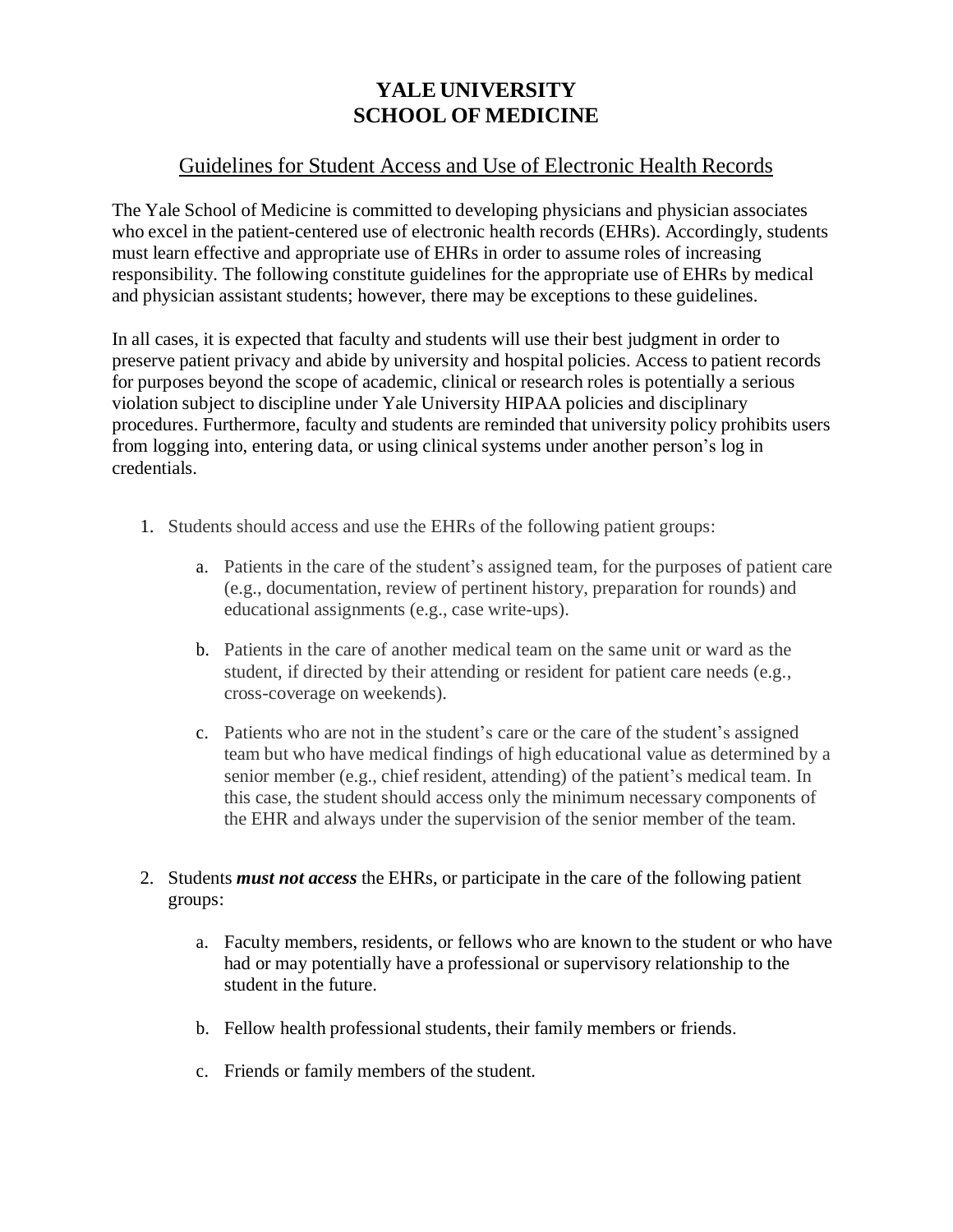# YALE UNIVERSITY
# SCHOOL OF MEDICINE

## Guidelines for Student Access and Use of Electronic Health Records

The Yale School of Medicine is committed to developing physicians and physician associates who excel in the patient-centered use of electronic health records (EHRs). Accordingly, students must learn effective and appropriate use of EHRs in order to assume roles of increasing responsibility. The following constitute guidelines for the appropriate use of EHRs by medical and physician assistant students; however, there may be exceptions to these guidelines.

In all cases, it is expected that faculty and students will use their best judgment in order to preserve patient privacy and abide by university and hospital policies. Access to patient records for purposes beyond the scope of academic, clinical or research roles is potentially a serious violation subject to discipline under Yale University HIPAA policies and disciplinary procedures. Furthermore, faculty and students are reminded that university policy prohibits users from logging into, entering data, or using clinical systems under another person's log in credentials.

1. Students should access and use the EHRs of the following patient groups:

    a. Patients in the care of the student's assigned team, for the purposes of patient care (e.g., documentation, review of pertinent history, preparation for rounds) and educational assignments (e.g., case write-ups).

    b. Patients in the care of another medical team on the same unit or ward as the student, if directed by their attending or resident for patient care needs (e.g., cross-coverage on weekends).

    c. Patients who are not in the student's care or the care of the student's assigned team but who have medical findings of high educational value as determined by a senior member (e.g., chief resident, attending) of the patient's medical team. In this case, the student should access only the minimum necessary components of the EHR and always under the supervision of the senior member of the team.

2. Students ***must not access*** the EHRs, or participate in the care of the following patient groups:

    a. Faculty members, residents, or fellows who are known to the student or who have had or may potentially have a professional or supervisory relationship to the student in the future.

    b. Fellow health professional students, their family members or friends.

    c. Friends or family members of the student.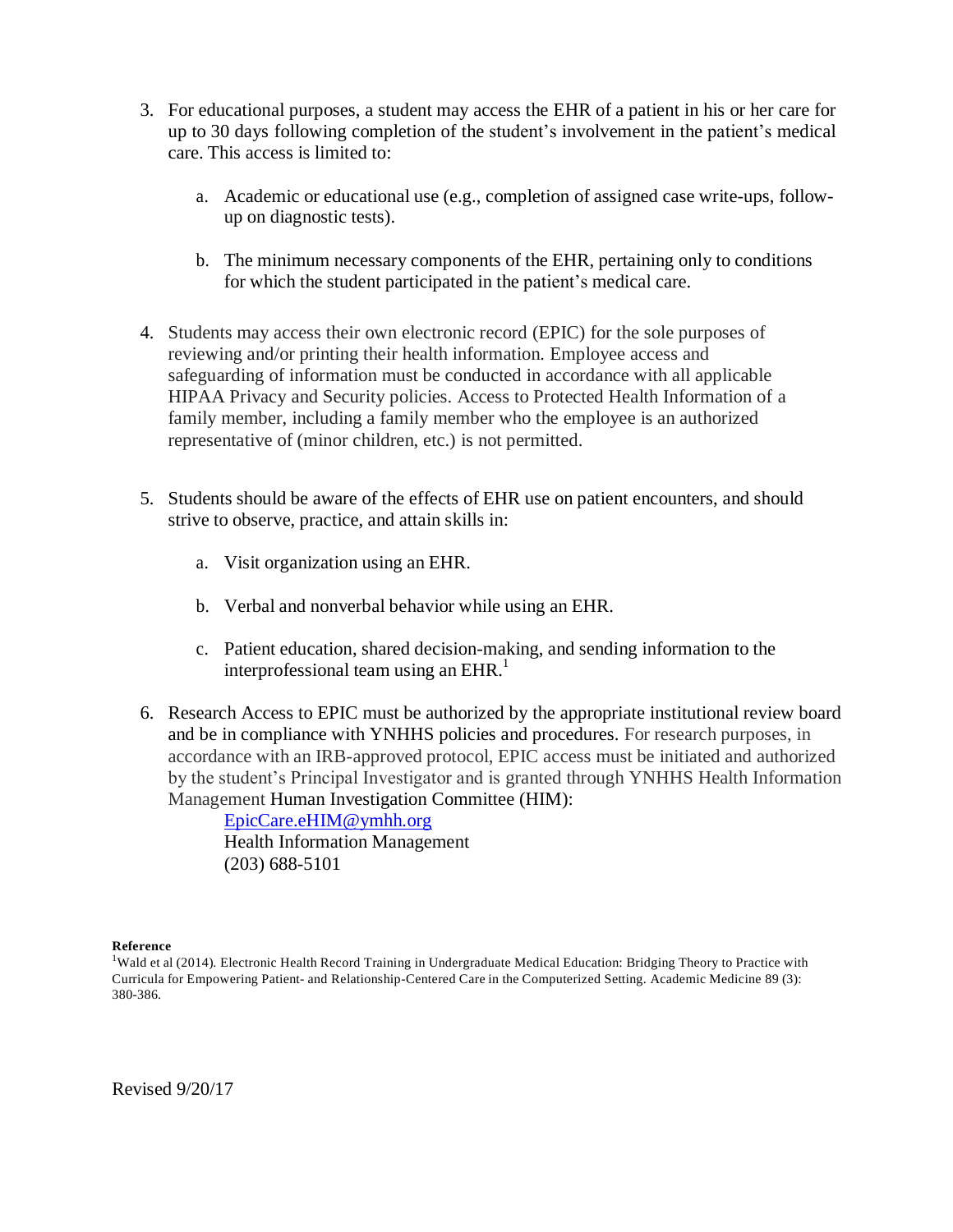3. For educational purposes, a student may access the EHR of a patient in his or her care for up to 30 days following completion of the student's involvement in the patient's medical care. This access is limited to:

    a. Academic or educational use (e.g., completion of assigned case write-ups, follow-up on diagnostic tests).

    b. The minimum necessary components of the EHR, pertaining only to conditions for which the student participated in the patient's medical care.

4. Students may access their own electronic record (EPIC) for the sole purposes of reviewing and/or printing their health information. Employee access and safeguarding of information must be conducted in accordance with all applicable HIPAA Privacy and Security policies. Access to Protected Health Information of a family member, including a family member who the employee is an authorized representative of (minor children, etc.) is not permitted.

5. Students should be aware of the effects of EHR use on patient encounters, and should strive to observe, practice, and attain skills in:

    a. Visit organization using an EHR.

    b. Verbal and nonverbal behavior while using an EHR.

    c. Patient education, shared decision-making, and sending information to the interprofessional team using an EHR.[1]

6. Research Access to EPIC must be authorized by the appropriate institutional review board and be in compliance with YNHHS policies and procedures. For research purposes, in accordance with an IRB-approved protocol, EPIC access must be initiated and authorized by the student's Principal Investigator and is granted through YNHHS Health Information Management Human Investigation Committee (HIM):

    EpicCare.eHIM@ymhh.org
    Health Information Management
    (203) 688-5101

**Reference**

[1]Wald et al (2014). Electronic Health Record Training in Undergraduate Medical Education: Bridging Theory to Practice with Curricula for Empowering Patient- and Relationship-Centered Care in the Computerized Setting. Academic Medicine 89 (3): 380-386.

Revised 9/20/17